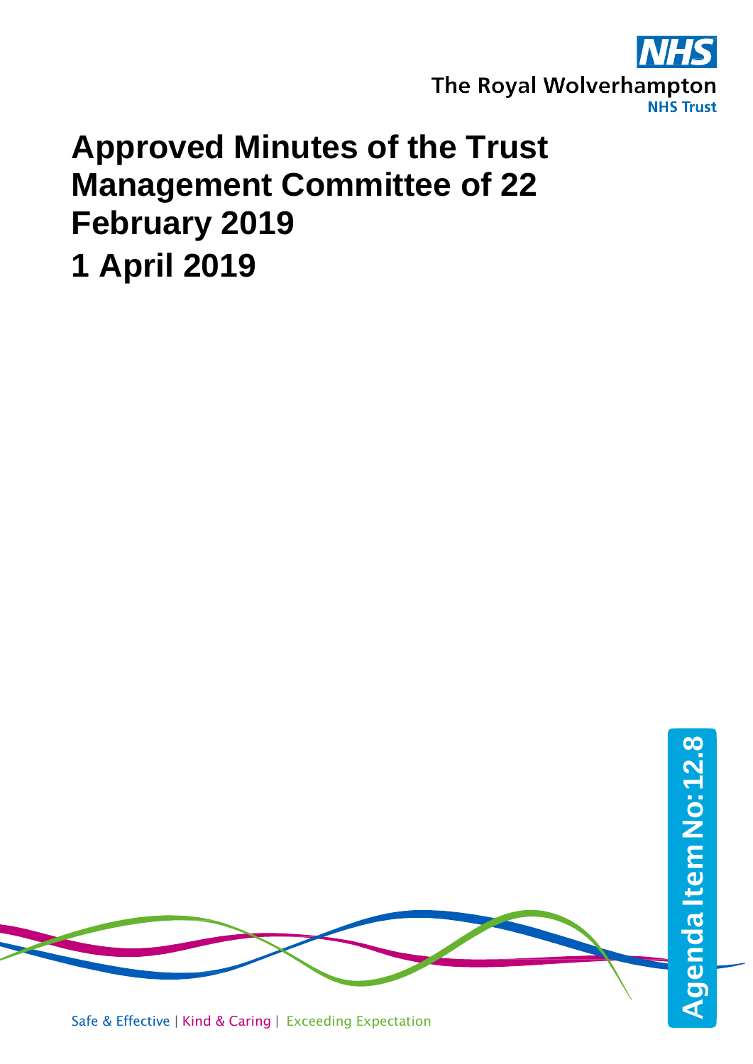The Royal Wolverhampton NHS Trust

# Approved Minutes of the Trust Management Committee of 22 February 2019

# 1 April 2019

Agenda Item No: 12.8

Safe & Effective | Kind & Caring | Exceeding Expectation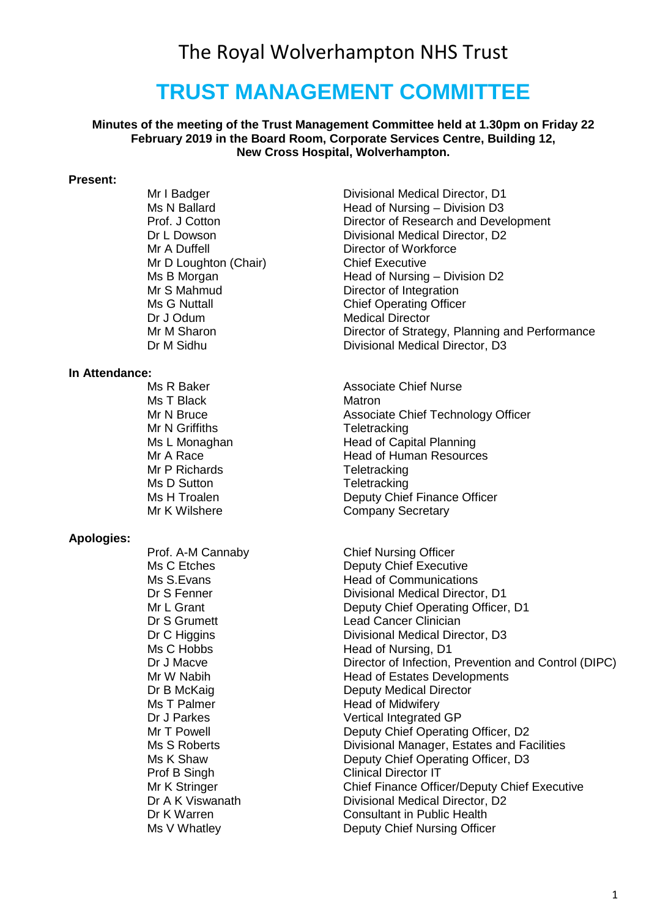The Royal Wolverhampton NHS Trust

# TRUST MANAGEMENT COMMITTEE

**Minutes of the meeting of the Trust Management Committee held at 1.30pm on Friday 22 February 2019 in the Board Room, Corporate Services Centre, Building 12, New Cross Hospital, Wolverhampton.**

**Present:**

| | |
|---|---|
| Mr I Badger | Divisional Medical Director, D1 |
| Ms N Ballard | Head of Nursing – Division D3 |
| Prof. J Cotton | Director of Research and Development |
| Dr L Dowson | Divisional Medical Director, D2 |
| Mr A Duffell | Director of Workforce |
| Mr D Loughton (Chair) | Chief Executive |
| Ms B Morgan | Head of Nursing – Division D2 |
| Mr S Mahmud | Director of Integration |
| Ms G Nuttall | Chief Operating Officer |
| Dr J Odum | Medical Director |
| Mr M Sharon | Director of Strategy, Planning and Performance |
| Dr M Sidhu | Divisional Medical Director, D3 |

**In Attendance:**

| | |
|---|---|
| Ms R Baker | Associate Chief Nurse |
| Ms T Black | Matron |
| Mr N Bruce | Associate Chief Technology Officer |
| Mr N Griffiths | Teletracking |
| Ms L Monaghan | Head of Capital Planning |
| Mr A Race | Head of Human Resources |
| Mr P Richards | Teletracking |
| Ms D Sutton | Teletracking |
| Ms H Troalen | Deputy Chief Finance Officer |
| Mr K Wilshere | Company Secretary |

**Apologies:**

| | |
|---|---|
| Prof. A-M Cannaby | Chief Nursing Officer |
| Ms C Etches | Deputy Chief Executive |
| Ms S.Evans | Head of Communications |
| Dr S Fenner | Divisional Medical Director, D1 |
| Mr L Grant | Deputy Chief Operating Officer, D1 |
| Dr S Grumett | Lead Cancer Clinician |
| Dr C Higgins | Divisional Medical Director, D3 |
| Ms C Hobbs | Head of Nursing, D1 |
| Dr J Macve | Director of Infection, Prevention and Control (DIPC) |
| Mr W Nabih | Head of Estates Developments |
| Dr B McKaig | Deputy Medical Director |
| Ms T Palmer | Head of Midwifery |
| Dr J Parkes | Vertical Integrated GP |
| Mr T Powell | Deputy Chief Operating Officer, D2 |
| Ms S Roberts | Divisional Manager, Estates and Facilities |
| Ms K Shaw | Deputy Chief Operating Officer, D3 |
| Prof B Singh | Clinical Director IT |
| Mr K Stringer | Chief Finance Officer/Deputy Chief Executive |
| Dr A K Viswanath | Divisional Medical Director, D2 |
| Dr K Warren | Consultant in Public Health |
| Ms V Whatley | Deputy Chief Nursing Officer |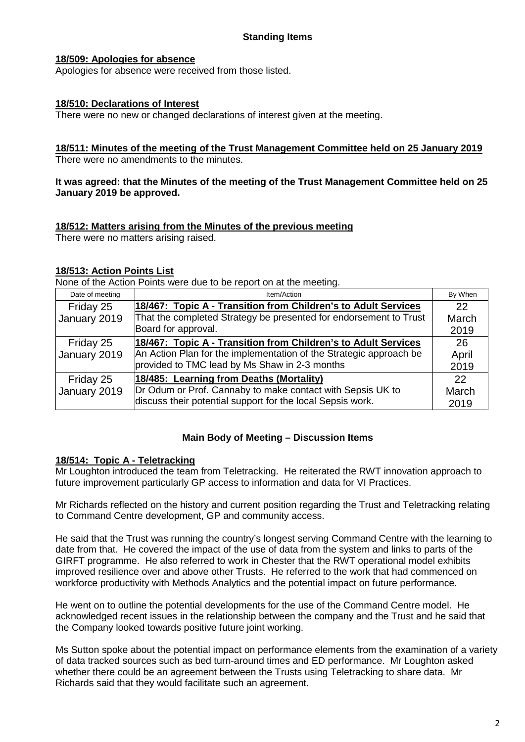## Standing Items

**18/509: Apologies for absence**

Apologies for absence were received from those listed.

**18/510: Declarations of Interest**

There were no new or changed declarations of interest given at the meeting.

**18/511: Minutes of the meeting of the Trust Management Committee held on 25 January 2019**

There were no amendments to the minutes.

**It was agreed: that the Minutes of the meeting of the Trust Management Committee held on 25 January 2019 be approved.**

**18/512: Matters arising from the Minutes of the previous meeting**

There were no matters arising raised.

**18/513: Action Points List**

None of the Action Points were due to be report on at the meeting.

| Date of meeting | Item/Action | By When |
|---|---|---|
| Friday 25 January 2019 | **18/467: Topic A - Transition from Children's to Adult Services** That the completed Strategy be presented for endorsement to Trust Board for approval. | 22 March 2019 |
| Friday 25 January 2019 | **18/467: Topic A - Transition from Children's to Adult Services** An Action Plan for the implementation of the Strategic approach be provided to TMC lead by Ms Shaw in 2-3 months | 26 April 2019 |
| Friday 25 January 2019 | **18/485: Learning from Deaths (Mortality)** Dr Odum or Prof. Cannaby to make contact with Sepsis UK to discuss their potential support for the local Sepsis work. | 22 March 2019 |

## Main Body of Meeting – Discussion Items

**18/514: Topic A - Teletracking**

Mr Loughton introduced the team from Teletracking. He reiterated the RWT innovation approach to future improvement particularly GP access to information and data for VI Practices.

Mr Richards reflected on the history and current position regarding the Trust and Teletracking relating to Command Centre development, GP and community access.

He said that the Trust was running the country's longest serving Command Centre with the learning to date from that. He covered the impact of the use of data from the system and links to parts of the GIRFT programme. He also referred to work in Chester that the RWT operational model exhibits improved resilience over and above other Trusts. He referred to the work that had commenced on workforce productivity with Methods Analytics and the potential impact on future performance.

He went on to outline the potential developments for the use of the Command Centre model. He acknowledged recent issues in the relationship between the company and the Trust and he said that the Company looked towards positive future joint working.

Ms Sutton spoke about the potential impact on performance elements from the examination of a variety of data tracked sources such as bed turn-around times and ED performance. Mr Loughton asked whether there could be an agreement between the Trusts using Teletracking to share data. Mr Richards said that they would facilitate such an agreement.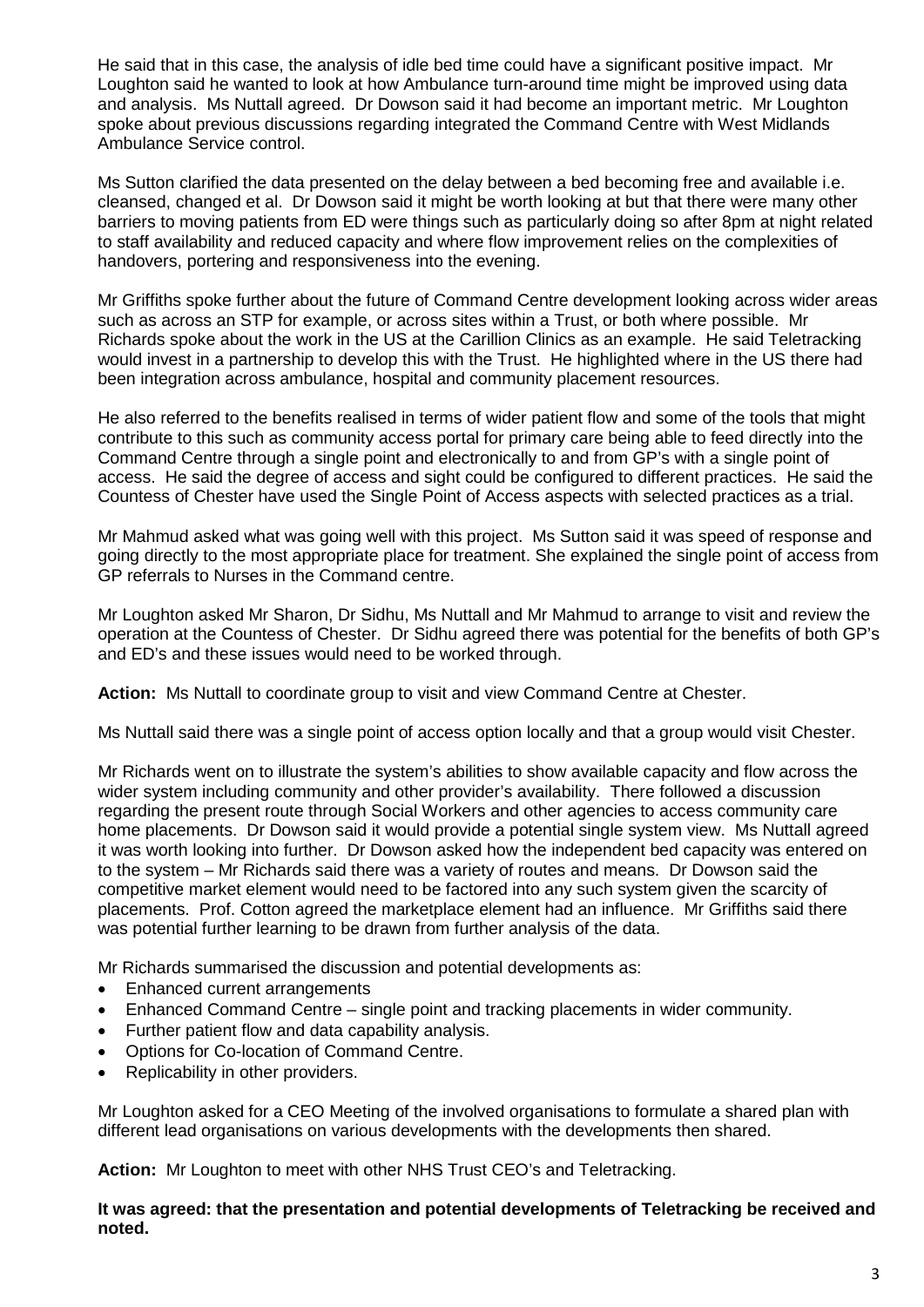He said that in this case, the analysis of idle bed time could have a significant positive impact. Mr Loughton said he wanted to look at how Ambulance turn-around time might be improved using data and analysis. Ms Nuttall agreed. Dr Dowson said it had become an important metric. Mr Loughton spoke about previous discussions regarding integrated the Command Centre with West Midlands Ambulance Service control.

Ms Sutton clarified the data presented on the delay between a bed becoming free and available i.e. cleansed, changed et al. Dr Dowson said it might be worth looking at but that there were many other barriers to moving patients from ED were things such as particularly doing so after 8pm at night related to staff availability and reduced capacity and where flow improvement relies on the complexities of handovers, portering and responsiveness into the evening.

Mr Griffiths spoke further about the future of Command Centre development looking across wider areas such as across an STP for example, or across sites within a Trust, or both where possible. Mr Richards spoke about the work in the US at the Carillion Clinics as an example. He said Teletracking would invest in a partnership to develop this with the Trust. He highlighted where in the US there had been integration across ambulance, hospital and community placement resources.

He also referred to the benefits realised in terms of wider patient flow and some of the tools that might contribute to this such as community access portal for primary care being able to feed directly into the Command Centre through a single point and electronically to and from GP's with a single point of access. He said the degree of access and sight could be configured to different practices. He said the Countess of Chester have used the Single Point of Access aspects with selected practices as a trial.

Mr Mahmud asked what was going well with this project. Ms Sutton said it was speed of response and going directly to the most appropriate place for treatment. She explained the single point of access from GP referrals to Nurses in the Command centre.

Mr Loughton asked Mr Sharon, Dr Sidhu, Ms Nuttall and Mr Mahmud to arrange to visit and review the operation at the Countess of Chester. Dr Sidhu agreed there was potential for the benefits of both GP's and ED's and these issues would need to be worked through.

**Action:** Ms Nuttall to coordinate group to visit and view Command Centre at Chester.

Ms Nuttall said there was a single point of access option locally and that a group would visit Chester.

Mr Richards went on to illustrate the system's abilities to show available capacity and flow across the wider system including community and other provider's availability. There followed a discussion regarding the present route through Social Workers and other agencies to access community care home placements. Dr Dowson said it would provide a potential single system view. Ms Nuttall agreed it was worth looking into further. Dr Dowson asked how the independent bed capacity was entered on to the system – Mr Richards said there was a variety of routes and means. Dr Dowson said the competitive market element would need to be factored into any such system given the scarcity of placements. Prof. Cotton agreed the marketplace element had an influence. Mr Griffiths said there was potential further learning to be drawn from further analysis of the data.

Mr Richards summarised the discussion and potential developments as:

- Enhanced current arrangements
- Enhanced Command Centre – single point and tracking placements in wider community.
- Further patient flow and data capability analysis.
- Options for Co-location of Command Centre.
- Replicability in other providers.

Mr Loughton asked for a CEO Meeting of the involved organisations to formulate a shared plan with different lead organisations on various developments with the developments then shared.

**Action:** Mr Loughton to meet with other NHS Trust CEO's and Teletracking.

**It was agreed: that the presentation and potential developments of Teletracking be received and noted.**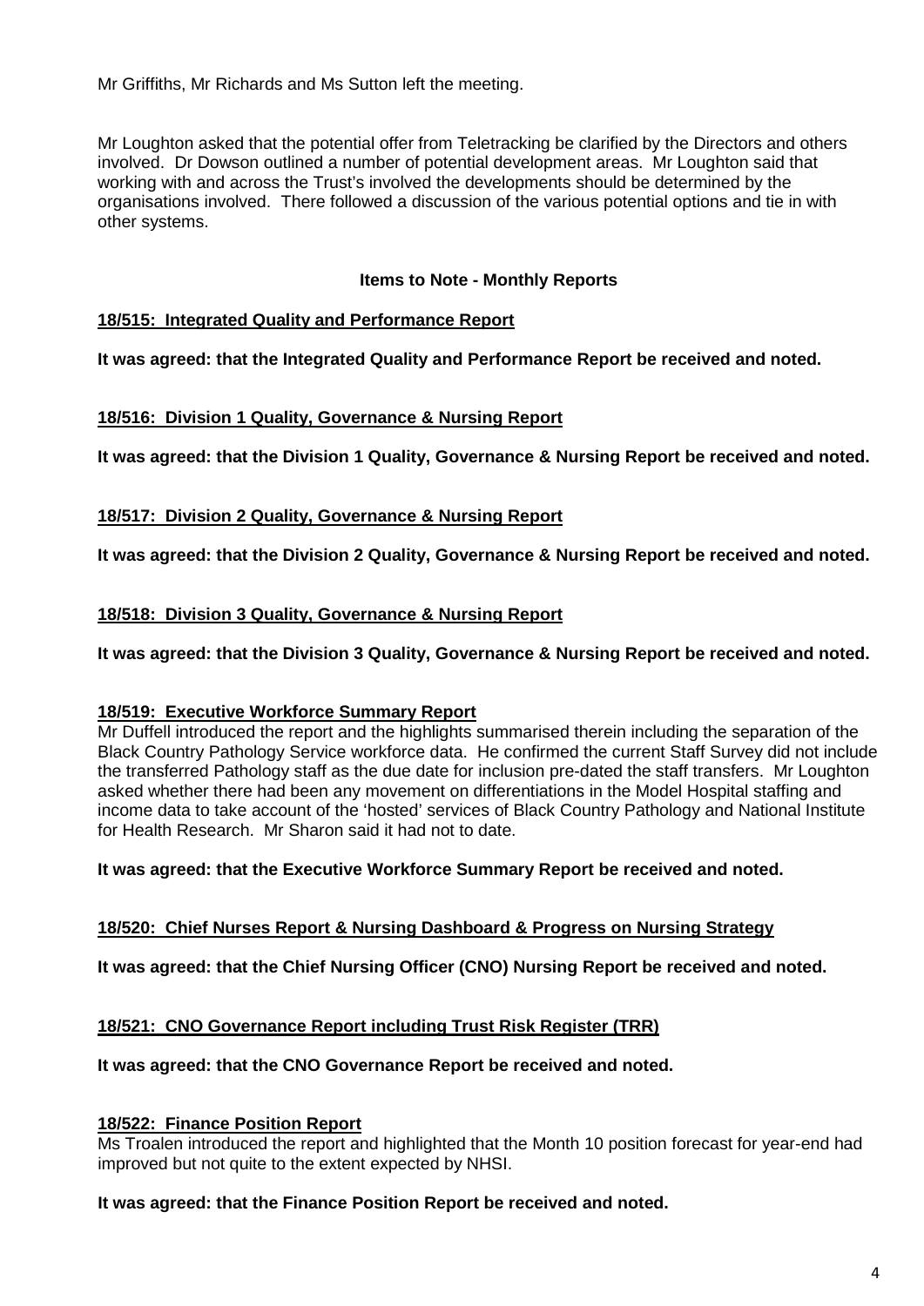Mr Griffiths, Mr Richards and Ms Sutton left the meeting.

Mr Loughton asked that the potential offer from Teletracking be clarified by the Directors and others involved. Dr Dowson outlined a number of potential development areas. Mr Loughton said that working with and across the Trust's involved the developments should be determined by the organisations involved. There followed a discussion of the various potential options and tie in with other systems.

**Items to Note - Monthly Reports**

**18/515: Integrated Quality and Performance Report**

**It was agreed: that the Integrated Quality and Performance Report be received and noted.**

**18/516: Division 1 Quality, Governance & Nursing Report**

**It was agreed: that the Division 1 Quality, Governance & Nursing Report be received and noted.**

**18/517: Division 2 Quality, Governance & Nursing Report**

**It was agreed: that the Division 2 Quality, Governance & Nursing Report be received and noted.**

**18/518: Division 3 Quality, Governance & Nursing Report**

**It was agreed: that the Division 3 Quality, Governance & Nursing Report be received and noted.**

**18/519: Executive Workforce Summary Report**

Mr Duffell introduced the report and the highlights summarised therein including the separation of the Black Country Pathology Service workforce data. He confirmed the current Staff Survey did not include the transferred Pathology staff as the due date for inclusion pre-dated the staff transfers. Mr Loughton asked whether there had been any movement on differentiations in the Model Hospital staffing and income data to take account of the 'hosted' services of Black Country Pathology and National Institute for Health Research. Mr Sharon said it had not to date.

**It was agreed: that the Executive Workforce Summary Report be received and noted.**

**18/520: Chief Nurses Report & Nursing Dashboard & Progress on Nursing Strategy**

**It was agreed: that the Chief Nursing Officer (CNO) Nursing Report be received and noted.**

**18/521: CNO Governance Report including Trust Risk Register (TRR)**

**It was agreed: that the CNO Governance Report be received and noted.**

**18/522: Finance Position Report**

Ms Troalen introduced the report and highlighted that the Month 10 position forecast for year-end had improved but not quite to the extent expected by NHSI.

**It was agreed: that the Finance Position Report be received and noted.**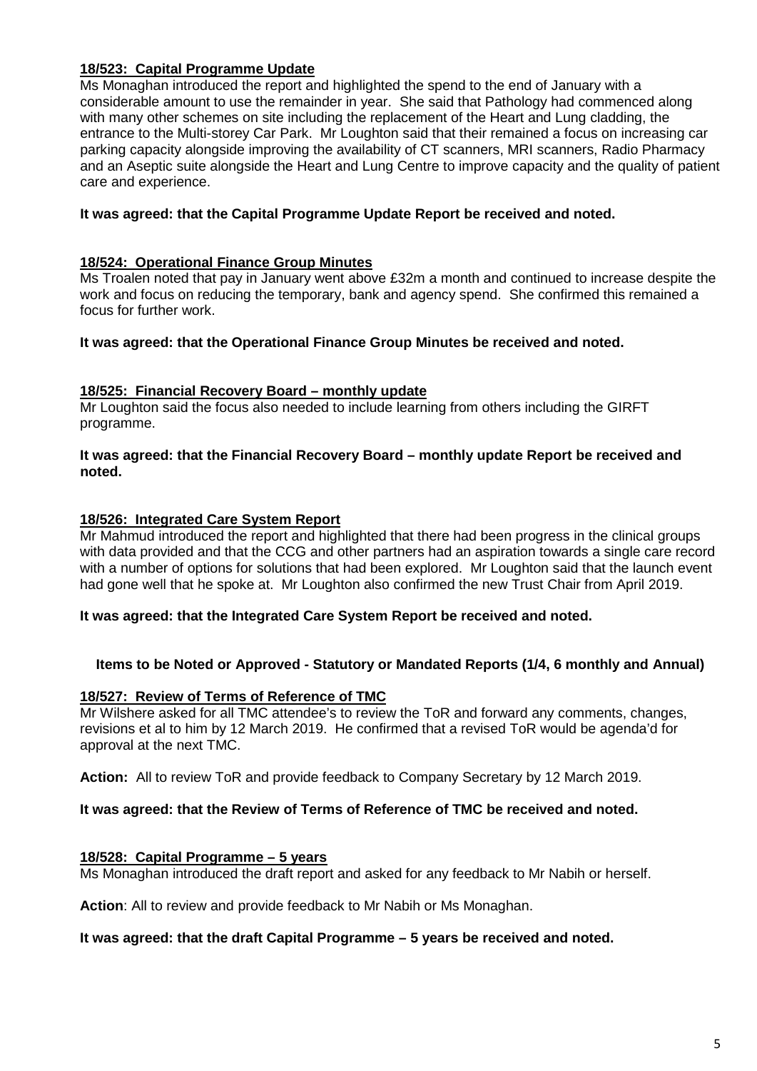**18/523: Capital Programme Update**

Ms Monaghan introduced the report and highlighted the spend to the end of January with a considerable amount to use the remainder in year. She said that Pathology had commenced along with many other schemes on site including the replacement of the Heart and Lung cladding, the entrance to the Multi-storey Car Park. Mr Loughton said that their remained a focus on increasing car parking capacity alongside improving the availability of CT scanners, MRI scanners, Radio Pharmacy and an Aseptic suite alongside the Heart and Lung Centre to improve capacity and the quality of patient care and experience.

**It was agreed: that the Capital Programme Update Report be received and noted.**

**18/524: Operational Finance Group Minutes**

Ms Troalen noted that pay in January went above £32m a month and continued to increase despite the work and focus on reducing the temporary, bank and agency spend. She confirmed this remained a focus for further work.

**It was agreed: that the Operational Finance Group Minutes be received and noted.**

**18/525: Financial Recovery Board – monthly update**

Mr Loughton said the focus also needed to include learning from others including the GIRFT programme.

**It was agreed: that the Financial Recovery Board – monthly update Report be received and noted.**

**18/526: Integrated Care System Report**

Mr Mahmud introduced the report and highlighted that there had been progress in the clinical groups with data provided and that the CCG and other partners had an aspiration towards a single care record with a number of options for solutions that had been explored. Mr Loughton said that the launch event had gone well that he spoke at. Mr Loughton also confirmed the new Trust Chair from April 2019.

**It was agreed: that the Integrated Care System Report be received and noted.**

**Items to be Noted or Approved - Statutory or Mandated Reports (1/4, 6 monthly and Annual)**

**18/527: Review of Terms of Reference of TMC**

Mr Wilshere asked for all TMC attendee's to review the ToR and forward any comments, changes, revisions et al to him by 12 March 2019. He confirmed that a revised ToR would be agenda'd for approval at the next TMC.

**Action:** All to review ToR and provide feedback to Company Secretary by 12 March 2019.

**It was agreed: that the Review of Terms of Reference of TMC be received and noted.**

**18/528: Capital Programme – 5 years**

Ms Monaghan introduced the draft report and asked for any feedback to Mr Nabih or herself.

**Action**: All to review and provide feedback to Mr Nabih or Ms Monaghan.

**It was agreed: that the draft Capital Programme – 5 years be received and noted.**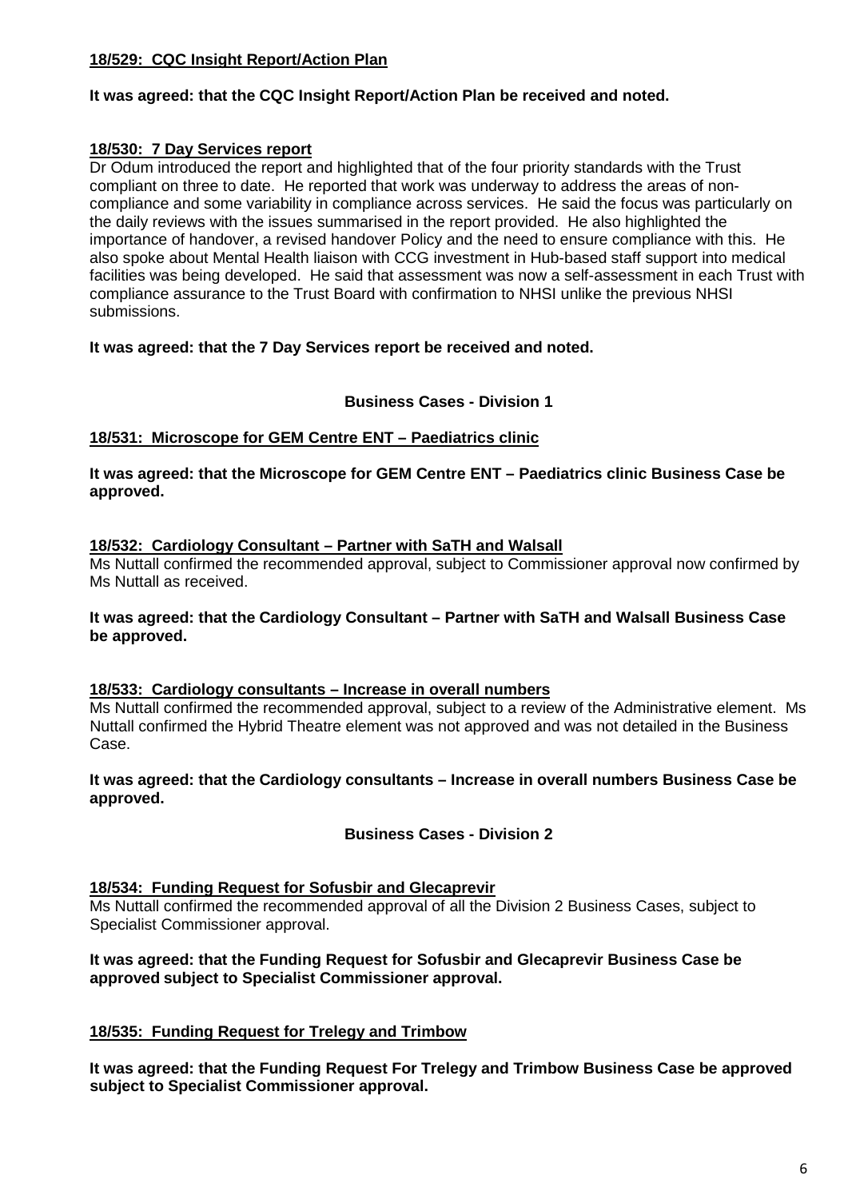**18/529: CQC Insight Report/Action Plan**

**It was agreed: that the CQC Insight Report/Action Plan be received and noted.**

**18/530: 7 Day Services report**

Dr Odum introduced the report and highlighted that of the four priority standards with the Trust compliant on three to date. He reported that work was underway to address the areas of non-compliance and some variability in compliance across services. He said the focus was particularly on the daily reviews with the issues summarised in the report provided. He also highlighted the importance of handover, a revised handover Policy and the need to ensure compliance with this. He also spoke about Mental Health liaison with CCG investment in Hub-based staff support into medical facilities was being developed. He said that assessment was now a self-assessment in each Trust with compliance assurance to the Trust Board with confirmation to NHSI unlike the previous NHSI submissions.

**It was agreed: that the 7 Day Services report be received and noted.**

**Business Cases - Division 1**

**18/531: Microscope for GEM Centre ENT – Paediatrics clinic**

**It was agreed: that the Microscope for GEM Centre ENT – Paediatrics clinic Business Case be approved.**

**18/532: Cardiology Consultant – Partner with SaTH and Walsall**

Ms Nuttall confirmed the recommended approval, subject to Commissioner approval now confirmed by Ms Nuttall as received.

**It was agreed: that the Cardiology Consultant – Partner with SaTH and Walsall Business Case be approved.**

**18/533: Cardiology consultants – Increase in overall numbers**

Ms Nuttall confirmed the recommended approval, subject to a review of the Administrative element. Ms Nuttall confirmed the Hybrid Theatre element was not approved and was not detailed in the Business Case.

**It was agreed: that the Cardiology consultants – Increase in overall numbers Business Case be approved.**

**Business Cases - Division 2**

**18/534: Funding Request for Sofusbir and Glecaprevir**

Ms Nuttall confirmed the recommended approval of all the Division 2 Business Cases, subject to Specialist Commissioner approval.

**It was agreed: that the Funding Request for Sofusbir and Glecaprevir Business Case be approved subject to Specialist Commissioner approval.**

**18/535: Funding Request for Trelegy and Trimbow**

**It was agreed: that the Funding Request For Trelegy and Trimbow Business Case be approved subject to Specialist Commissioner approval.**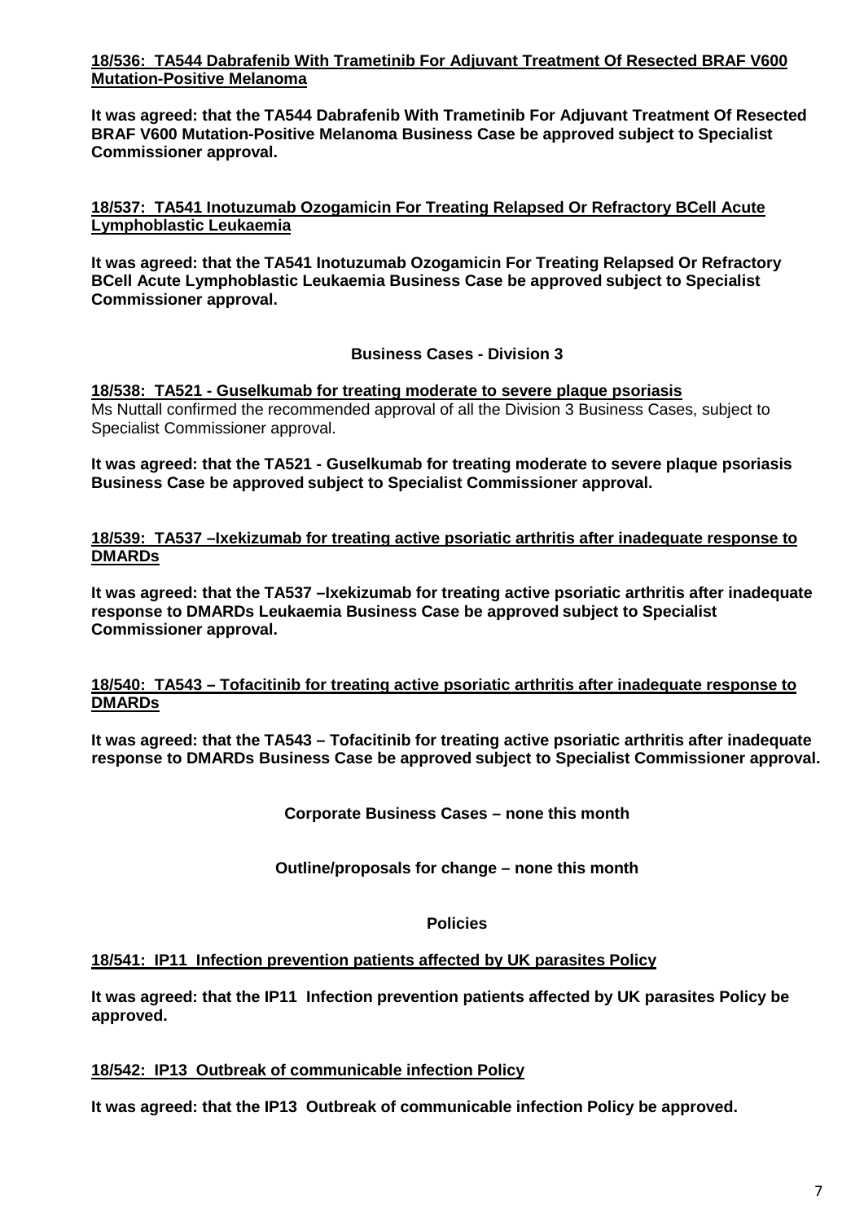**<u>18/536: TA544 Dabrafenib With Trametinib For Adjuvant Treatment Of Resected BRAF V600 Mutation-Positive Melanoma</u>**

**It was agreed: that the TA544 Dabrafenib With Trametinib For Adjuvant Treatment Of Resected BRAF V600 Mutation-Positive Melanoma Business Case be approved subject to Specialist Commissioner approval.**

**<u>18/537: TA541 Inotuzumab Ozogamicin For Treating Relapsed Or Refractory BCell Acute Lymphoblastic Leukaemia</u>**

**It was agreed: that the TA541 Inotuzumab Ozogamicin For Treating Relapsed Or Refractory BCell Acute Lymphoblastic Leukaemia Business Case be approved subject to Specialist Commissioner approval.**

**Business Cases - Division 3**

**<u>18/538: TA521 - Guselkumab for treating moderate to severe plaque psoriasis</u>**

Ms Nuttall confirmed the recommended approval of all the Division 3 Business Cases, subject to Specialist Commissioner approval.

**It was agreed: that the TA521 - Guselkumab for treating moderate to severe plaque psoriasis Business Case be approved subject to Specialist Commissioner approval.**

**<u>18/539: TA537 –Ixekizumab for treating active psoriatic arthritis after inadequate response to DMARDs</u>**

**It was agreed: that the TA537 –Ixekizumab for treating active psoriatic arthritis after inadequate response to DMARDs Leukaemia Business Case be approved subject to Specialist Commissioner approval.**

**<u>18/540: TA543 – Tofacitinib for treating active psoriatic arthritis after inadequate response to DMARDs</u>**

**It was agreed: that the TA543 – Tofacitinib for treating active psoriatic arthritis after inadequate response to DMARDs Business Case be approved subject to Specialist Commissioner approval.**

**Corporate Business Cases – none this month**

**Outline/proposals for change – none this month**

**Policies**

**<u>18/541: IP11 Infection prevention patients affected by UK parasites Policy</u>**

**It was agreed: that the IP11 Infection prevention patients affected by UK parasites Policy be approved.**

**<u>18/542: IP13 Outbreak of communicable infection Policy</u>**

**It was agreed: that the IP13 Outbreak of communicable infection Policy be approved.**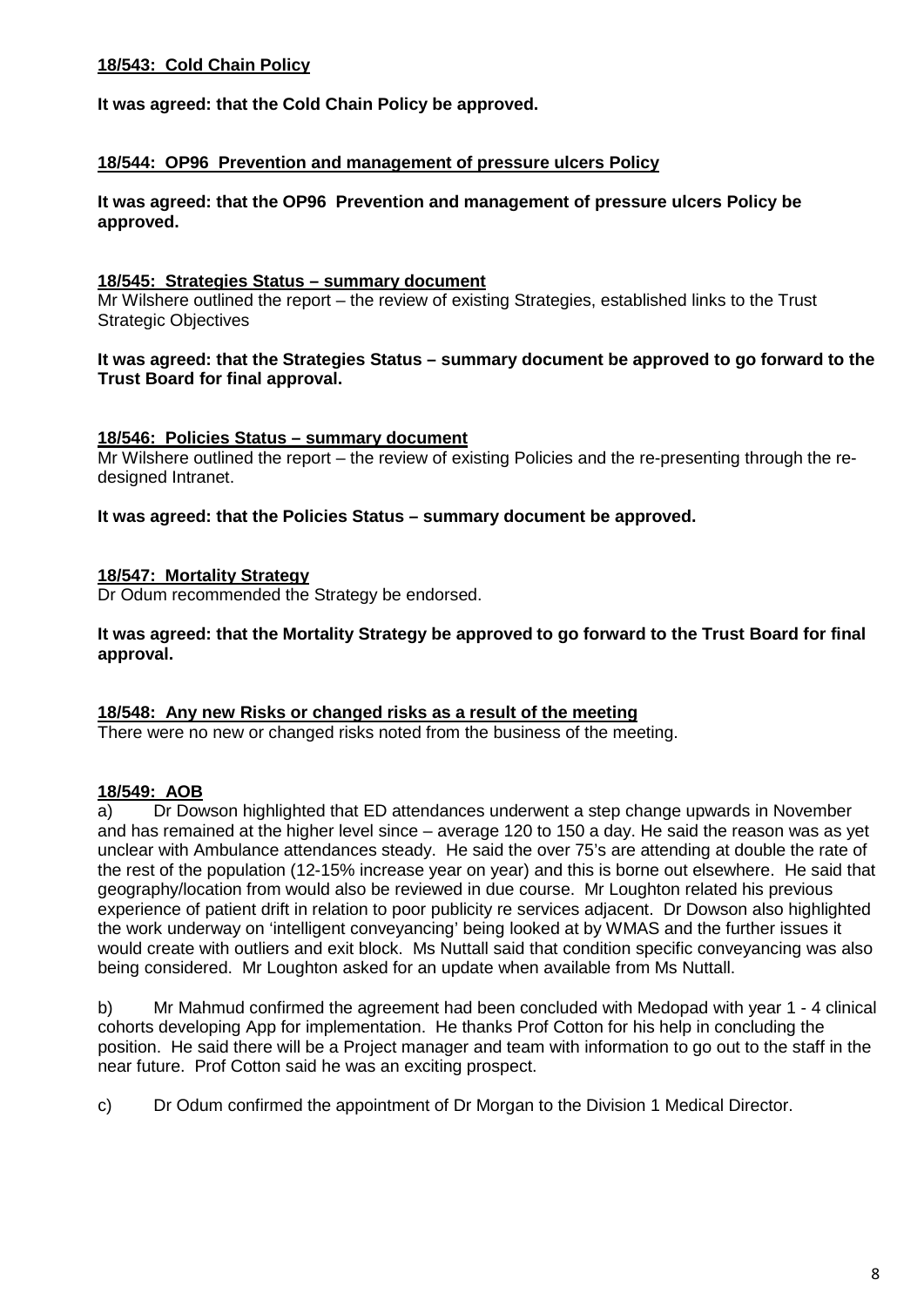**18/543: Cold Chain Policy**

**It was agreed: that the Cold Chain Policy be approved.**

**18/544: OP96 Prevention and management of pressure ulcers Policy**

**It was agreed: that the OP96 Prevention and management of pressure ulcers Policy be approved.**

**18/545: Strategies Status – summary document**

Mr Wilshere outlined the report – the review of existing Strategies, established links to the Trust Strategic Objectives

**It was agreed: that the Strategies Status – summary document be approved to go forward to the Trust Board for final approval.**

**18/546: Policies Status – summary document**

Mr Wilshere outlined the report – the review of existing Policies and the re-presenting through the re-designed Intranet.

**It was agreed: that the Policies Status – summary document be approved.**

**18/547: Mortality Strategy**

Dr Odum recommended the Strategy be endorsed.

**It was agreed: that the Mortality Strategy be approved to go forward to the Trust Board for final approval.**

**18/548: Any new Risks or changed risks as a result of the meeting**

There were no new or changed risks noted from the business of the meeting.

**18/549: AOB**

a) Dr Dowson highlighted that ED attendances underwent a step change upwards in November and has remained at the higher level since – average 120 to 150 a day. He said the reason was as yet unclear with Ambulance attendances steady. He said the over 75's are attending at double the rate of the rest of the population (12-15% increase year on year) and this is borne out elsewhere. He said that geography/location from would also be reviewed in due course. Mr Loughton related his previous experience of patient drift in relation to poor publicity re services adjacent. Dr Dowson also highlighted the work underway on 'intelligent conveyancing' being looked at by WMAS and the further issues it would create with outliers and exit block. Ms Nuttall said that condition specific conveyancing was also being considered. Mr Loughton asked for an update when available from Ms Nuttall.

b) Mr Mahmud confirmed the agreement had been concluded with Medopad with year 1 - 4 clinical cohorts developing App for implementation. He thanks Prof Cotton for his help in concluding the position. He said there will be a Project manager and team with information to go out to the staff in the near future. Prof Cotton said he was an exciting prospect.

c) Dr Odum confirmed the appointment of Dr Morgan to the Division 1 Medical Director.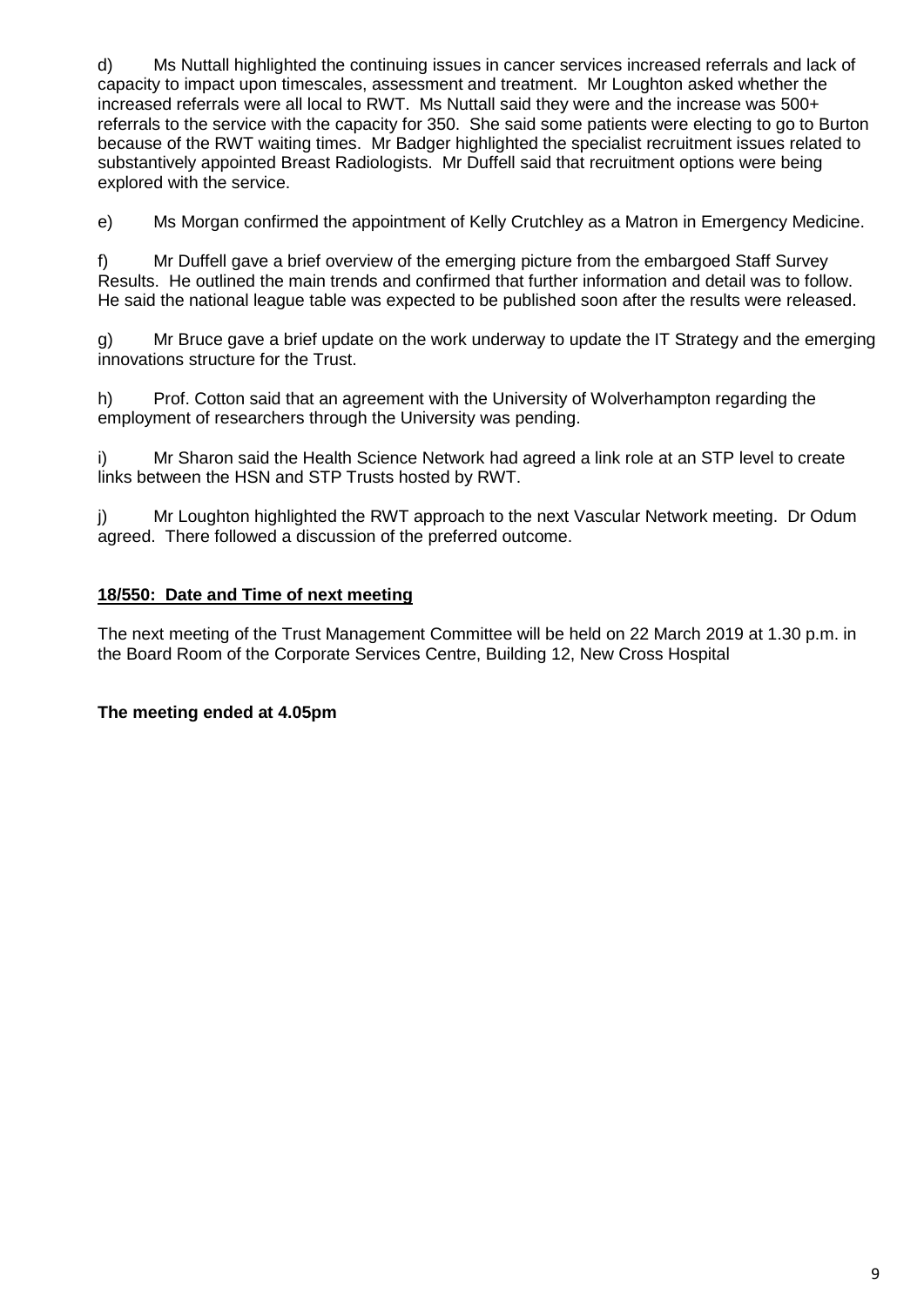d) Ms Nuttall highlighted the continuing issues in cancer services increased referrals and lack of capacity to impact upon timescales, assessment and treatment. Mr Loughton asked whether the increased referrals were all local to RWT. Ms Nuttall said they were and the increase was 500+ referrals to the service with the capacity for 350. She said some patients were electing to go to Burton because of the RWT waiting times. Mr Badger highlighted the specialist recruitment issues related to substantively appointed Breast Radiologists. Mr Duffell said that recruitment options were being explored with the service.

e) Ms Morgan confirmed the appointment of Kelly Crutchley as a Matron in Emergency Medicine.

f) Mr Duffell gave a brief overview of the emerging picture from the embargoed Staff Survey Results. He outlined the main trends and confirmed that further information and detail was to follow. He said the national league table was expected to be published soon after the results were released.

g) Mr Bruce gave a brief update on the work underway to update the IT Strategy and the emerging innovations structure for the Trust.

h) Prof. Cotton said that an agreement with the University of Wolverhampton regarding the employment of researchers through the University was pending.

i) Mr Sharon said the Health Science Network had agreed a link role at an STP level to create links between the HSN and STP Trusts hosted by RWT.

j) Mr Loughton highlighted the RWT approach to the next Vascular Network meeting. Dr Odum agreed. There followed a discussion of the preferred outcome.

**18/550: Date and Time of next meeting**

The next meeting of the Trust Management Committee will be held on 22 March 2019 at 1.30 p.m. in the Board Room of the Corporate Services Centre, Building 12, New Cross Hospital

**The meeting ended at 4.05pm**